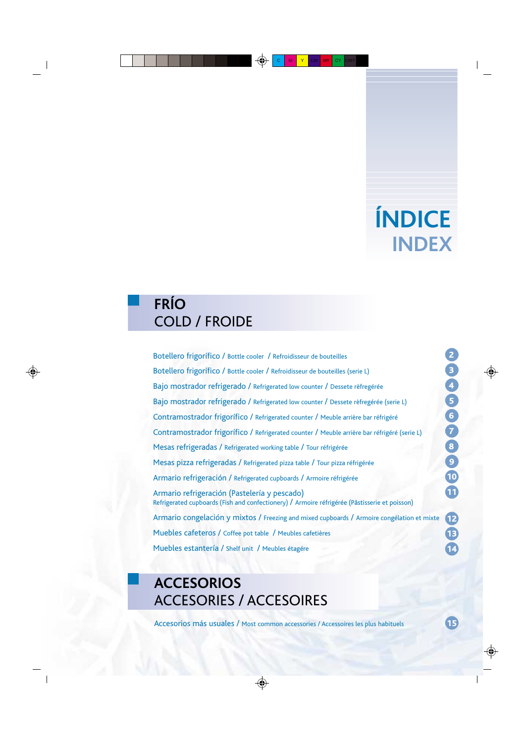# ÍNDICE
# INDEX

## FRÍO
## COLD / FROIDE

- Botellero frigorífico / Bottle cooler / Refroidisseur de bouteilles — 2
- Botellero frigorífico / Bottle cooler / Refroidisseur de bouteilles (serie L) — 3
- Bajo mostrador refrigerado / Refrigerated low counter / Dessete rèfregérée — 4
- Bajo mostrador refrigerado / Refrigerated low counter / Dessete rèfregérée (serie L) — 5
- Contramostrador frigorífico / Refrigerated counter / Meuble arrière bar réfrigéré — 6
- Contramostrador frigorífico / Refrigerated counter / Meuble arrière bar réfrigéré (serie L) — 7
- Mesas refrigeradas / Refrigerated working table / Tour réfrigérée — 8
- Mesas pizza refrigeradas / Refrigerated pizza table / Tour pizza réfrigérée — 9
- Armario refrigeración / Refrigerated cupboards / Armoire réfrigérée — 10
- Armario refrigeración (Pastelería y pescado) Refrigerated cupboards (Fish and confectionery) / Armoire réfrigérée (Pâstisserie et poisson) — 11
- Armario congelación y mixtos / Freezing and mixed cupboards / Armoire congélation et mixte — 12
- Muebles cafeteros / Coffee pot table / Meubles cafetières — 13
- Muebles estantería / Shelf unit / Meubles étagére — 14

## ACCESORIOS
## ACCESORIES / ACCESOIRES

- Accesorios más usuales / Most common accessories / Accessoires les plus habituels — 15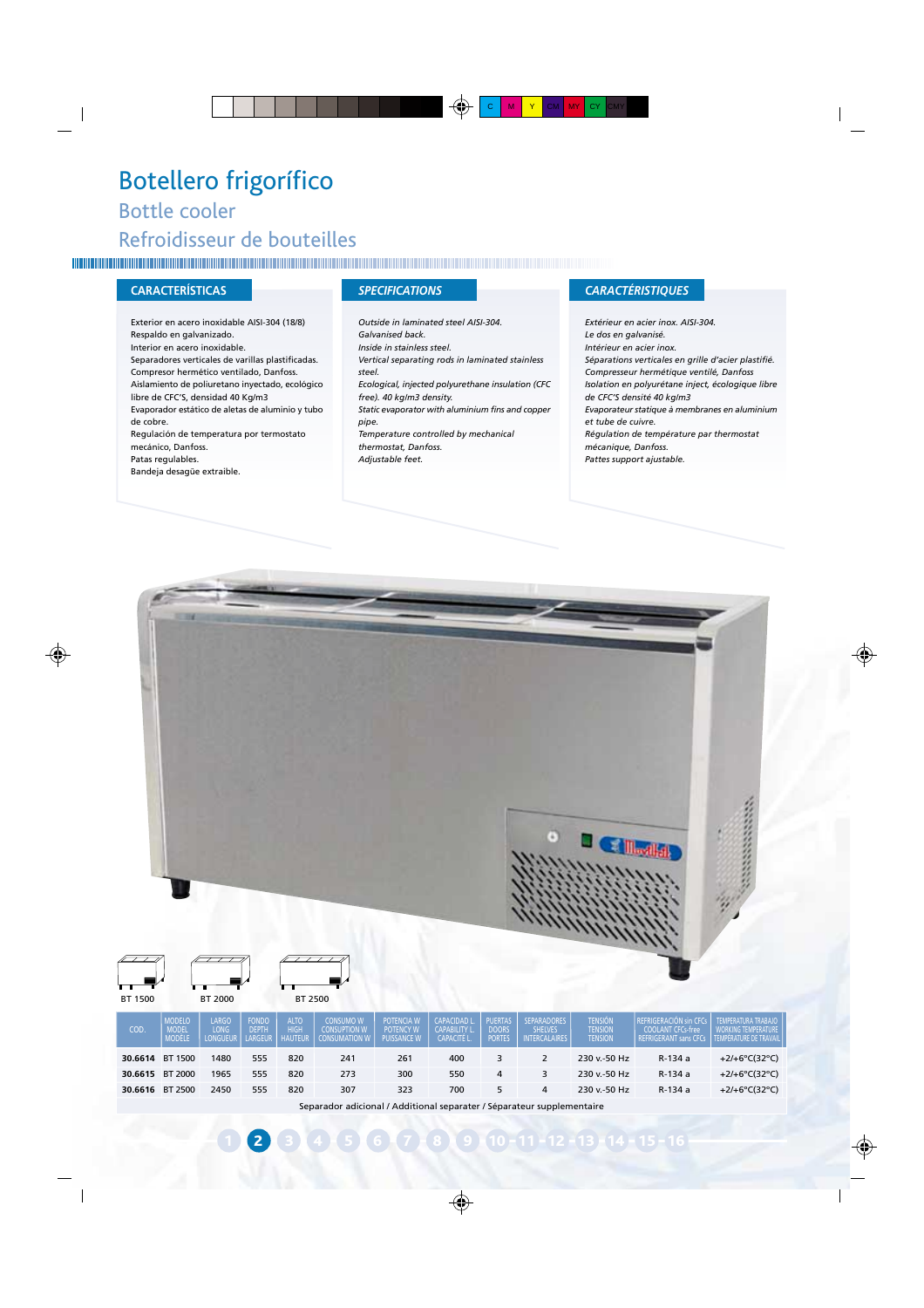# Botellero frigorífico

## Bottle cooler

## Refroidisseur de bouteilles

### CARACTERÍSTICAS

Exterior en acero inoxidable AISI-304 (18/8)
Respaldo en galvanizado.
Interior en acero inoxidable.
Separadores verticales de varillas plastificadas.
Compresor hermético ventilado, Danfoss.
Aislamiento de poliuretano inyectado, ecológico libre de CFC'S, densidad 40 Kg/m3
Evaporador estático de aletas de aluminio y tubo de cobre.
Regulación de temperatura por termostato mecánico, Danfoss.
Patas regulables.
Bandeja desagüe extraible.

### SPECIFICATIONS

*Outside in laminated steel AISI-304.*
*Galvanised back.*
*Inside in stainless steel.*
*Vertical separating rods in laminated stainless steel.*
*Ecological, injected polyurethane insulation (CFC free). 40 kg/m3 density.*
*Static evaporator with aluminium fins and copper pipe.*
*Temperature controlled by mechanical thermostat, Danfoss.*
*Adjustable feet.*

### CARACTÉRISTIQUES

*Extérieur en acier inox. AISI-304.*
*Le dos en galvanisé.*
*Intérieur en acier inox.*
*Séparations verticales en grille d'acier plastifié.*
*Compresseur hermétique ventilé, Danfoss*
*Isolation en polyurétane inject, écologique libre de CFC'S densité 40 kg/m3*
*Evaporateur statique à membranes en aluminium et tube de cuivre.*
*Régulation de température par thermostat mécanique, Danfoss.*
*Pattes support ajustable.*

BT 1500 BT 2000 BT 2500

| COD. | MODELO MODEL MODÈLE | LARGO LONG LONGUEUR | FONDO DEPTH LARGEUR | ALTO HIGH HAUTEUR | CONSUMO W CONSUPTION W CONSUMATION W | POTENCIA W POTENCY W PUISSANCE W | CAPACIDAD L. CAPABILITY L. CAPACITÉ L. | PUERTAS DOORS PORTES | SEPARADORES SHELVES INTERCALAIRES | TENSIÓN TENSION TENSION | REFRIGERACIÓN sin CFCs COOLANT CFCs-free REFRIGERANT sans CFCs | TEMPERATURA TRABAJO WORKING TEMPERATURE TEMPERATURE DE TRAVAIL |
|---|---|---|---|---|---|---|---|---|---|---|---|---|
| **30.6614** | BT 1500 | 1480 | 555 | 820 | 241 | 261 | 400 | 3 | 2 | 230 v.-50 Hz | R-134 a | +2/+6°C(32°C) |
| **30.6615** | BT 2000 | 1965 | 555 | 820 | 273 | 300 | 550 | 4 | 3 | 230 v.-50 Hz | R-134 a | +2/+6°C(32°C) |
| **30.6616** | BT 2500 | 2450 | 555 | 820 | 307 | 323 | 700 | 5 | 4 | 230 v.-50 Hz | R-134 a | +2/+6°C(32°C) |

Separador adicional / Additional separater / Séparateur supplementaire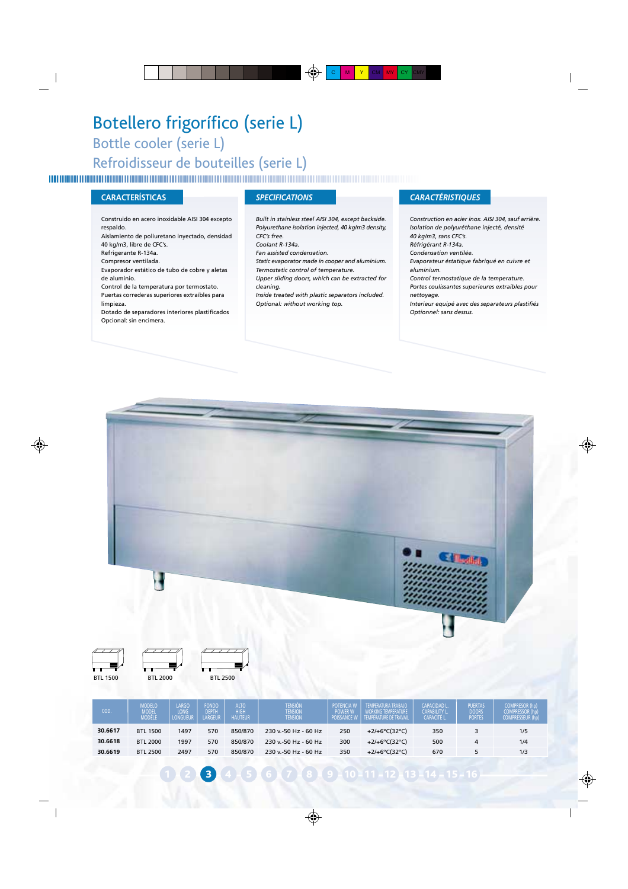# Botellero frigorífico (serie L)

## Bottle cooler (serie L)

## Refroidisseur de bouteilles (serie L)

### CARACTERÍSTICAS

Construido en acero inoxidable AISI 304 excepto respaldo.
Aislamiento de poliuretano inyectado, densidad 40 kg/m3, libre de CFC's.
Refrigerante R-134a.
Compresor ventilado.
Evaporador estático de tubo de cobre y aletas de aluminio.
Control de la temperatura por termostato.
Puertas correderas superiores extraibles para limpieza.
Dotado de separadores interiores plastificados
Opcional: sin encimera.

### *SPECIFICATIONS*

*Built in stainless steel AISI 304, except backside.*
*Polyurethane isolation injected, 40 kg/m3 density, CFC's free.*
*Coolant R-134a.*
*Fan assisted condensation.*
*Static evaporator made in cooper and aluminium.*
*Termostatic control of temperature.*
*Upper sliding doors, which can be extracted for cleaning.*
*Inside treated with plastic separators included.*
*Optional: without working top.*

### *CARACTÉRISTIQUES*

*Construction en acier inox. AISI 304, sauf arrière.*
*Isolation de polyuréthane injecté, densité 40 kg/m3, sans CFC's.*
*Réfrigérant R-134a.*
*Condensation ventilée.*
*Evaporateur éstatique fabriqué en cuivre et aluminium.*
*Control termostatique de la temperature.*
*Portes coulissantes superieures extraibles pour nettoyage.*
*Interieur equipé avec des separateurs plastifiés*
*Optionnel: sans dessus.*

BTL 1500 BTL 2000 BTL 2500

| COD. | MODELO MODEL MODÈLE | LARGO LONG LONGUEUR | FONDO DEPTH LARGEUR | ALTO HIGH HAUTEUR | TENSIÓN TENSION TENSION | POTENCIA W POWER W POISSANCE W | TEMPERATURA TRABAJO WORKING TEMPERATURE TEMPERATURE DE TRAVAIL | CAPACIDAD L. CAPABILITY L. CAPACITÉ L. | PUERTAS DOORS PORTES | COMPRESOR (hp) COMPRESSOR (hp) COMPRESSEUR (hp) |
|---|---|---|---|---|---|---|---|---|---|---|
| **30.6617** | BTL 1500 | 1497 | 570 | 850/870 | 230 v.-50 Hz - 60 Hz | 250 | +2/+6°C(32°C) | 350 | 3 | 1/5 |
| **30.6618** | BTL 2000 | 1997 | 570 | 850/870 | 230 v.-50 Hz - 60 Hz | 300 | +2/+6°C(32°C) | 500 | 4 | 1/4 |
| **30.6619** | BTL 2500 | 2497 | 570 | 850/870 | 230 v.-50 Hz - 60 Hz | 350 | +2/+6°C(32°C) | 670 | 5 | 1/3 |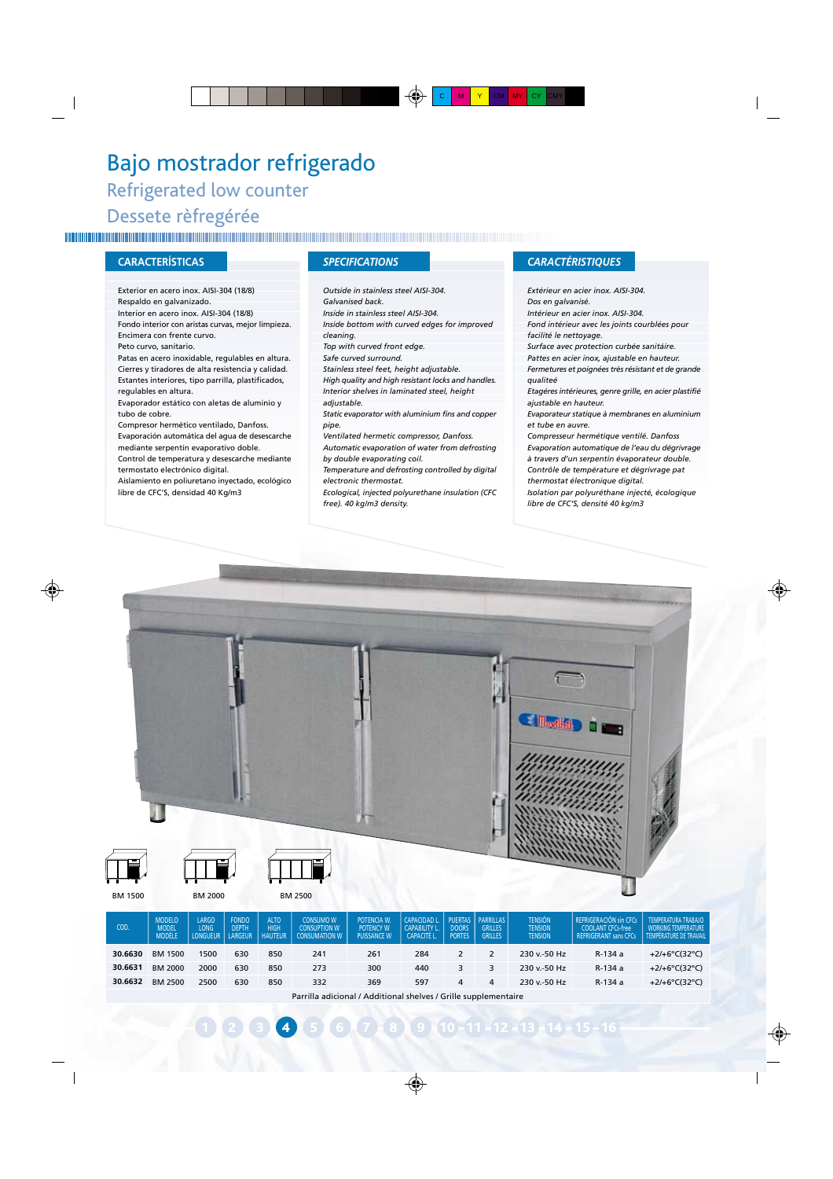# Bajo mostrador refrigerado

## Refrigerated low counter

## Dessete règregérée

### CARACTERÍSTICAS

Exterior en acero inox. AISI-304 (18/8)
Respaldo en galvanizado.
Interior en acero inox. AISI-304 (18/8)
Fondo interior con aristas curvas, mejor limpieza.
Encimera con frente curvo.
Peto curvo, sanitario.
Patas en acero inoxidable, regulables en altura.
Cierres y tiradores de alta resistencia y calidad.
Estantes interiores, tipo parrilla, plastificados, regulables en altura.
Evaporador estático con aletas de aluminio y tubo de cobre.
Compresor hermético ventilado, Danfoss.
Evaporación automática del agua de desescarche mediante serpentín evaporativo doble.
Control de temperatura y desescarche mediante termostato electrónico digital.
Aislamiento en poliuretano inyectado, ecológico libre de CFC'S, densidad 40 Kg/m3

### SPECIFICATIONS

*Outside in stainless steel AISI-304.*
*Galvanised back.*
*Inside in stainless steel AISI-304.*
*Inside bottom with curved edges for improved cleaning.*
*Top with curved front edge.*
*Safe curved surround.*
*Stainless steel feet, height adjustable.*
*High quality and high resistant locks and handles.*
*Interior shelves in laminated steel, height adjustable.*
*Static evaporator with aluminium fins and copper pipe.*
*Ventilated hermetic compressor, Danfoss.*
*Automatic evaporation of water from defrosting by double evaporating coil.*
*Temperature and defrosting controlled by digital electronic thermostat.*
*Ecological, injected polyurethane insulation (CFC free). 40 kg/m3 density.*

### CARACTÉRISTIQUES

*Extérieur en acier inox. AISI-304.*
*Dos en galvanisé.*
*Intérieur en acier inox. AISI-304.*
*Fond intérieur avec les joints courblées pour facilité le nettoyage.*
*Surface avec protection curbée sanitaire.*
*Pattes en acier inox, ajustable en hauteur.*
*Fermetures et poignées très résistant et de grande qualiteé*
*Etagéres intérieures, genre grille, en acier plastifié ajustable en hauteur.*
*Evaporateur statique à membranes en aluminium et tube en auvre.*
*Compresseur hermétique ventilé. Danfoss*
*Evaporation automatique de l'eau du dégrivrage à travers d'un serpentin évaporateur double.*
*Contrôle de température et dégrivrage pat thermostat électronique digital.*
*Isolation par polyuréthane injecté, écologique libre de CFC'S, densité 40 kg/m3*

BM 1500 &nbsp;&nbsp; BM 2000 &nbsp;&nbsp; BM 2500

| COD. | MODELO MODEL MODÈLE | LARGO LONG LONGUEUR | FONDO DEPTH LARGEUR | ALTO HIGH HAUTEUR | CONSUMO W CONSUPTION W CONSUMATION W | POTENCIA W. POTENCY W PUISSANCE W | CAPACIDAD L. CAPABILITY L. CAPACITÉ L. | PUERTAS DOORS PORTES | PARRILLAS GRILLES GRILLES | TENSIÓN TENSION TENSION | REFRIGERACIÓN sin CFCs COOLANT CFCs-free REFRIGERANT sans CFCs | TEMPERATURA TRABAJO WORKING TEMPERATURE TEMPERATURE DE TRAVAIL |
|---|---|---|---|---|---|---|---|---|---|---|---|---|
| **30.6630** | BM 1500 | 1500 | 630 | 850 | 241 | 261 | 284 | 2 | 2 | 230 v.-50 Hz | R-134 a | +2/+6°C(32°C) |
| **30.6631** | BM 2000 | 2000 | 630 | 850 | 273 | 300 | 440 | 3 | 3 | 230 v.-50 Hz | R-134 a | +2/+6°C(32°C) |
| **30.6632** | BM 2500 | 2500 | 630 | 850 | 332 | 369 | 597 | 4 | 4 | 230 v.-50 Hz | R-134 a | +2/+6°C(32°C) |

Parrilla adicional / Additional shelves / Grille supplementaire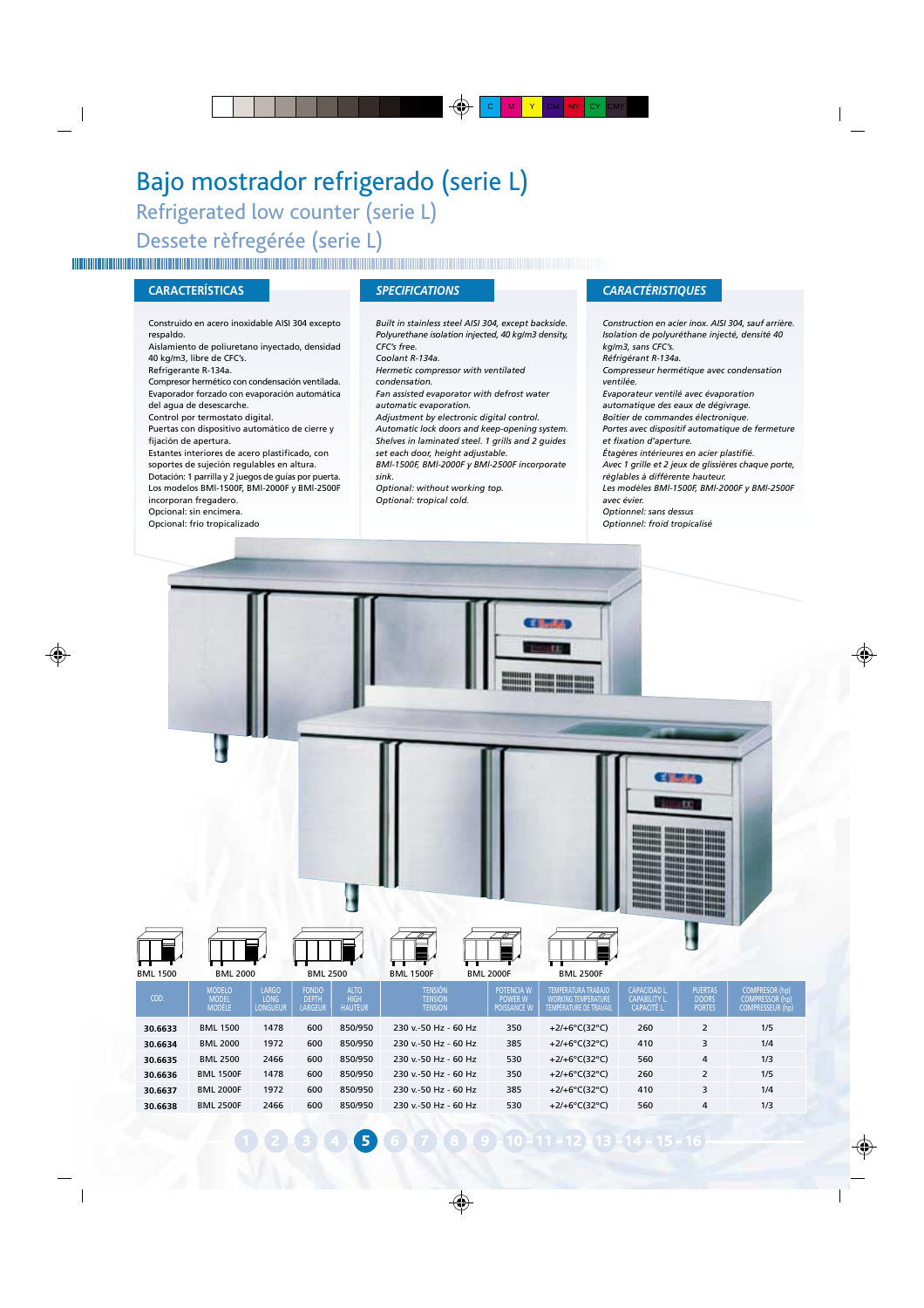# Bajo mostrador refrigerado (serie L)

## Refrigerated low counter (serie L)

## Dessete rèfregérée (serie L)

### CARACTERÍSTICAS

Construido en acero inoxidable AISI 304 excepto respaldo.
Aislamiento de poliuretano inyectado, densidad 40 kg/m3, libre de CFC's.
Refrigerante R-134a.
Compresor hermético con condensación ventilada.
Evaporador forzado con evaporación automática del agua de desescarche.
Control por termostato digital.
Puertas con dispositivo automático de cierre y fijación de apertura.
Estantes interiores de acero plastificado, con soportes de sujeción regulables en altura.
Dotación: 1 parrilla y 2 juegos de guias por puerta.
Los modelos BMI-1500F, BMI-2000F y BMI-2500F incorporan fregadero.
Opcional: sin encimera.
Opcional: frio tropicalizado

### *SPECIFICATIONS*

*Built in stainless steel AISI 304, except backside.*
*Polyurethane isolation injected, 40 kg/m3 density, CFC's free.*
*Coolant R-134a.*
*Hermetic compressor with ventilated condensation.*
*Fan assisted evaporator with defrost water automatic evaporation.*
*Adjustment by electronic digital control.*
*Automatic lock doors and keep-opening system.*
*Shelves in laminated steel. 1 grills and 2 guides set each door, height adjustable.*
*BMI-1500F, BMI-2000F y BMI-2500F incorporate sink.*
*Optional: without working top.*
*Optional: tropical cold.*

### *CARACTÉRISTIQUES*

*Construction en acier inox. AISI 304, sauf arrière.*
*Isolation de polyuréthane injecté, densité 40 kglm3, sans CFC's.*
*Réfrigérant R-134a.*
*Compresseur hermétique avec condensation ventilée.*
*Evaporateur ventilé avec évaporation automatique des eaux de dégivrage.*
*Boîtier de commandes électronique.*
*Portes avec dispositif automatique de fermeture et fixation d'aperture.*
*Étagères intérieures en acier plastifié.*
*Avec 1 grille et 2 jeux de glissières chaque porte, réglables à différente hauteur.*
*Les modèles BMI-1500F, BMI-2000F y BMI-2500F avec évier.*
*Optionnel: sans dessus*
*Optionnel: froid tropicalisé*

BML 1500 BML 2000 BML 2500 BML 1500F BML 2000F BML 2500F

| COD. | MODELO MODEL MODÈLE | LARGO LONG LONGUEUR | FONDO DEPTH LARGEUR | ALTO HIGH HAUTEUR | TENSIÓN TENSION TENSION | POTENCIA W POWER W PUISSANCE W | TEMPERATURA TRABAJO WORKING TEMPERATURE TEMPERATURE DE TRAVAIL | CAPACIDAD L. CAPABILITY L. CAPACITÉ L. | PUERTAS DOORS PORTES | COMPRESOR (hp) COMPRESSOR (hp) COMPRESSEUR (hp) |
|---|---|---|---|---|---|---|---|---|---|---|
| **30.6633** | BML 1500 | 1478 | 600 | 850/950 | 230 v.-50 Hz - 60 Hz | 350 | +2/+6°C(32°C) | 260 | 2 | 1/5 |
| **30.6634** | BML 2000 | 1972 | 600 | 850/950 | 230 v.-50 Hz - 60 Hz | 385 | +2/+6°C(32°C) | 410 | 3 | 1/4 |
| **30.6635** | BML 2500 | 2466 | 600 | 850/950 | 230 v.-50 Hz - 60 Hz | 530 | +2/+6°C(32°C) | 560 | 4 | 1/3 |
| **30.6636** | BML 1500F | 1478 | 600 | 850/950 | 230 v.-50 Hz - 60 Hz | 350 | +2/+6°C(32°C) | 260 | 2 | 1/5 |
| **30.6637** | BML 2000F | 1972 | 600 | 850/950 | 230 v.-50 Hz - 60 Hz | 385 | +2/+6°C(32°C) | 410 | 3 | 1/4 |
| **30.6638** | BML 2500F | 2466 | 600 | 850/950 | 230 v.-50 Hz - 60 Hz | 530 | +2/+6°C(32°C) | 560 | 4 | 1/3 |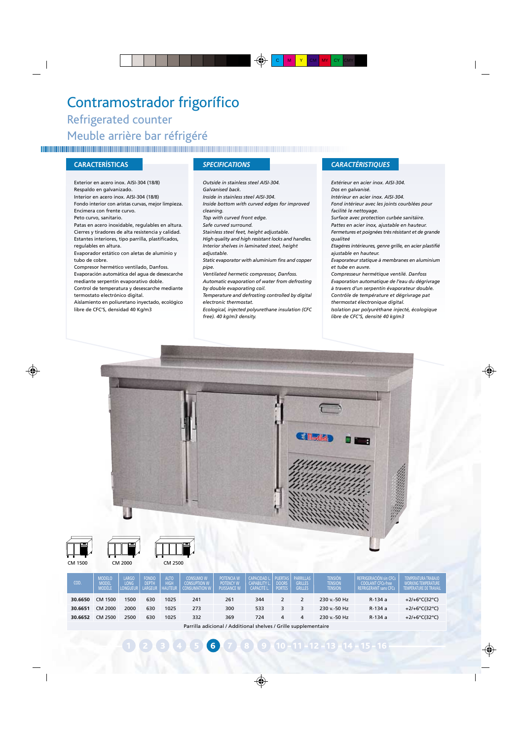# Contramostrador frigorífico

## Refrigerated counter

## Meuble arrière bar réfrigéré

### CARACTERÍSTICAS

Exterior en acero inox. AISI-304 (18/8)
Respaldo en galvanizado.
Interior en acero inox. AISI-304 (18/8)
Fondo interior con aristas curvas, mejor limpieza.
Encimera con frente curvo.
Peto curvo, sanitario.
Patas en acero inoxidable, regulables en altura.
Cierres y tiradores de alta resistencia y calidad.
Estantes interiores, tipo parrilla, plastificados, regulables en altura.
Evaporador estático con aletas de aluminio y tubo de cobre.
Compresor hermético ventilado, Danfoss.
Evaporación automática del agua de desescarche mediante serpentín evaporativo doble.
Control de temperatura y desescarche mediante termostato electrónico digital.
Aislamiento en poliuretano inyectado, ecológico libre de CFC'S, densidad 40 Kg/m3

### SPECIFICATIONS

*Outside in stainless steel AISI-304.*
*Galvanised back.*
*Inside in stainless steel AISI-304.*
*Inside bottom with curved edges for improved cleaning.*
*Top with curved front edge.*
*Safe curved surround.*
*Stainless steel feet, height adjustable.*
*High quality and high resistant locks and handles.*
*Interior shelves in laminated steel, height adjustable.*
*Static evaporator with aluminium fins and copper pipe.*
*Ventilated hermetic compressor, Danfoss.*
*Automatic evaporation of water from defrosting by double evaporating coil.*
*Temperature and defrosting controlled by digital electronic thermostat.*
*Ecological, injected polyurethane insulation (CFC free). 40 kg/m3 density.*

### CARACTÉRISTIQUES

*Extérieur en acier inox. AISI-304.*
*Dos en galvanisé.*
*Intérieur en acier inox. AISI-304.*
*Fond intérieur avec les joints courblées pour facilité le nettoyage.*
*Surface avec protection curbée sanitaire.*
*Pattes en acier inox, ajustable en hauteur.*
*Fermetures et poignées très résistant et de grande qualiteé*
*Etagéres intérieures, genre grille, en acier plastifié ajustable en hauteur.*
*Evaporateur statique à membranes en aluminium et tube en auvre.*
*Compresseur hermétique ventilé. Danfoss*
*Evaporation automatique de l'eau du dégrivrage à travers d'un serpentin évaporateur double.*
*Contrôle de température et dégrivrage pat thermostat électronique digital.*
*Isolation par polyuréthane injecté, écologique libre de CFC'S, densité 40 kg/m3*

CM 1500 | CM 2000 | CM 2500

| COD. | MODELO MODEL MODÈLE | LARGO LONG LONGUEUR | FONDO DEPTH LARGEUR | ALTO HIGH HAUTEUR | CONSUMO W CONSUPTION W CONSUMATION W | POTENCIA W POTENCY W PUISSANCE W | CAPACIDAD L. CAPABILITY L. CAPACITÉ L. | PUERTAS DOORS PORTES | PARRILLAS GRILLES GRILLES | TENSIÓN TENSION TENSION | REFRIGERACIÓN sin CFCs COOLANT CFCs-free REFRIGERANT sans CFCs | TEMPERATURA TRABAJO WORKING TEMPERATURE TEMPERATURE DE TRAVAIL |
|---|---|---|---|---|---|---|---|---|---|---|---|---|
| **30.6650** | CM 1500 | 1500 | 630 | 1025 | 241 | 261 | 344 | 2 | 2 | 230 v.-50 Hz | R-134 a | +2/+6°C(32°C) |
| **30.6651** | CM 2000 | 2000 | 630 | 1025 | 273 | 300 | 533 | 3 | 3 | 230 v.-50 Hz | R-134 a | +2/+6°C(32°C) |
| **30.6652** | CM 2500 | 2500 | 630 | 1025 | 332 | 369 | 724 | 4 | 4 | 230 v.-50 Hz | R-134 a | +2/+6°C(32°C) |

Parrilla adicional / Additional shelves / Grille supplementaire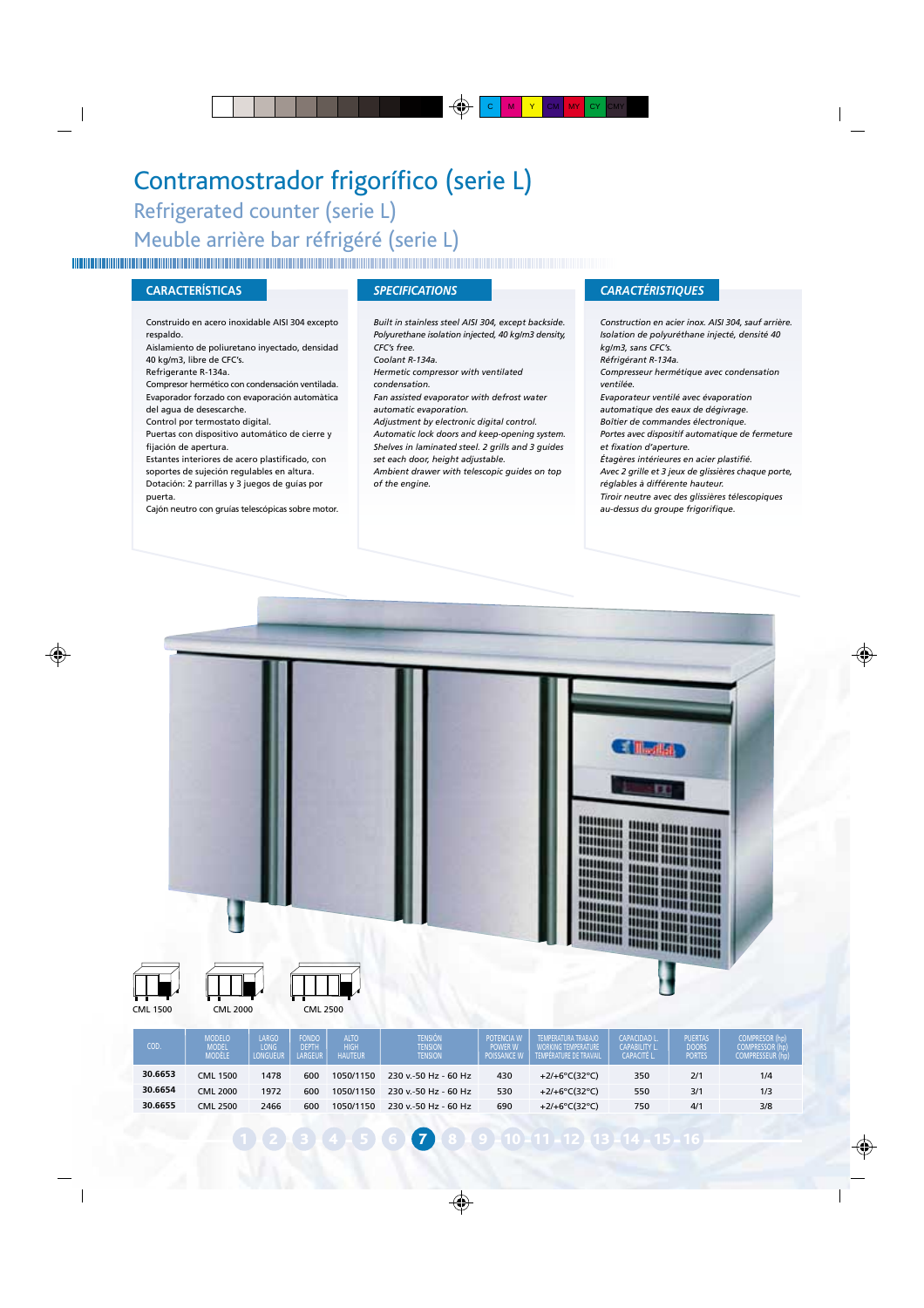# Contramostrador frigorífico (serie L)

## Refrigerated counter (serie L)

## Meuble arrière bar réfrigéré (serie L)

### CARACTERÍSTICAS

Construido en acero inoxidable AISI 304 excepto respaldo.
Aislamiento de poliuretano inyectado, densidad 40 kg/m3, libre de CFC's.
Refrigerante R-134a.
Compresor hermético con condensación ventilada.
Evaporador forzado con evaporación automàtica del agua de desescarche.
Control por termostato digital.
Puertas con dispositivo automático de cierre y fijación de apertura.
Estantes interiores de acero plastificado, con soportes de sujeción regulables en altura.
Dotación: 2 parrillas y 3 juegos de guías por puerta.
Cajón neutro con gruías telescópicas sobre motor.

### *SPECIFICATIONS*

*Built in stainless steel AISI 304, except backside.*
*Polyurethane isolation injected, 40 kg/m3 density, CFC's free.*
*Coolant R-134a.*
*Hermetic compressor with ventilated condensation.*
*Fan assisted evaporator with defrost water automatic evaporation.*
*Adjustment by electronic digital control.*
*Automatic lock doors and keep-opening system.*
*Shelves in laminated steel. 2 grills and 3 guides set each door, height adjustable.*
*Ambient drawer with telescopic guides on top of the engine.*

### *CARACTÉRISTIQUES*

*Construction en acier inox. AISI 304, sauf arrière.*
*Isolation de polyuréthane injecté, densité 40 kg/m3, sans CFC's.*
*Réfrigérant R-134a.*
*Compresseur hermétique avec condensation ventilée.*
*Evaporateur ventilé avec évaporation automatique des eaux de dégivrage.*
*Boîtier de commandes électronique.*
*Portes avec dispositif automatique de fermeture et fixation d'aperture.*
*Étagères intérieures en acier plastifié.*
*Avec 2 grille et 3 jeux de glissières chaque porte, réglables à différente hauteur.*
*Tiroir neutre avec des glissières télescopiques au-dessus du groupe frigorifique.*

CML 1500 CML 2000 CML 2500

| COD. | MODELO / MODEL / MODÈLE | LARGO / LONG / LONGUEUR | FONDO / DEPTH / LARGEUR | ALTO / HIGH / HAUTEUR | TENSIÓN / TENSION / TENSION | POTENCIA W / POWER W / POISSANCE W | TEMPERATURA TRABAJO / WORKING TEMPERATURE / TEMPÉRATURE DE TRAVAIL | CAPACIDAD L. / CAPABILITY L. / CAPACITÉ L. | PUERTAS / DOORS / PORTES | COMPRESOR (hp) / COMPRESSOR (hp) / COMPRESSEUR (hp) |
|---|---|---|---|---|---|---|---|---|---|---|
| **30.6653** | CML 1500 | 1478 | 600 | 1050/1150 | 230 v.-50 Hz - 60 Hz | 430 | +2/+6°C(32°C) | 350 | 2/1 | 1/4 |
| **30.6654** | CML 2000 | 1972 | 600 | 1050/1150 | 230 v.-50 Hz - 60 Hz | 530 | +2/+6°C(32°C) | 550 | 3/1 | 1/3 |
| **30.6655** | CML 2500 | 2466 | 600 | 1050/1150 | 230 v.-50 Hz - 60 Hz | 690 | +2/+6°C(32°C) | 750 | 4/1 | 3/8 |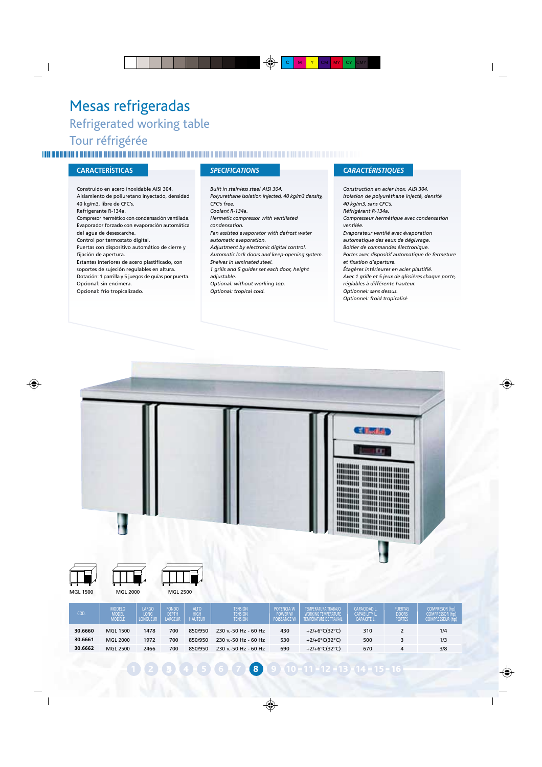# Mesas refrigeradas

## Refrigerated working table

## Tour réfrigérée

### CARACTERÍSTICAS

Construido en acero inoxidable AISI 304.
Aislamiento de poliuretano inyectado, densidad 40 kg/m3, libre de CFC's.
Refrigerante R-134a.
Compresor hermético con condensación ventilada.
Evaporador forzado con evaporación automática del agua de desescarche.
Control por termostato digital.
Puertas con dispositivo automático de cierre y fijación de apertura.
Estantes interiores de acero plastificado, con soportes de sujeción regulables en altura.
Dotación: 1 parrilla y 5 juegos de guías por puerta.
Opcional: sin encimera.
Opcional: frío tropicalizado.

### SPECIFICATIONS

*Built in stainless steel AISI 304.*
*Polyurethane isolation injected, 40 kg/m3 density, CFC's free.*
*Coolant R-134a.*
*Hermetic compressor with ventilated condensation.*
*Fan assisted evaporator with defrost water automatic evaporation.*
*Adjustment by electronic digital control.*
*Automatic lock doors and keep-opening system.*
*Shelves in laminated steel.*
*1 grills and 5 guides set each door, height adjustable.*
*Optional: without working top.*
*Optional: tropical cold.*

### CARACTÉRISTIQUES

*Construction en acier inox. AISI 304.*
*Isolation de polyuréthane injecté, densité 40 kg/m3, sans CFC's.*
*Réfrigérant R-134a.*
*Compresseur hermétique avec condensation ventilée.*
*Evaporateur ventilé avec évaporation automatique des eaux de dégivrage.*
*Boîtier de commandes électronique.*
*Portes avec dispositif automatique de fermeture et fixation d'aperture.*
*Étagères intérieures en acier plastifié.*
*Avec 1 grille et 5 jeux de glissières chaque porte, réglables à différente hauteur.*
*Optionnel: sans dessus.*
*Optionnel: froid tropicalisé*

MGL 1500 MGL 2000 MGL 2500

| COD. | MODELO MODEL MODÈLE | LARGO LONG LONGUEUR | FONDO DEPTH LARGEUR | ALTO HIGH HAUTEUR | TENSIÓN TENSION TENSION | POTENCIA W POWER W POISSANCE W | TEMPERATURA TRABAJO WORKING TEMPERATURE TEMPERATURE DE TRAVAIL | CAPACIDAD L. CAPABILITY L. CAPACITÉ L. | PUERTAS DOORS PORTES | COMPRESOR (hp) COMPRESSOR (hp) COMPRESSEUR (hp) |
|---|---|---|---|---|---|---|---|---|---|---|
| **30.6660** | MGL 1500 | 1478 | 700 | 850/950 | 230 v.-50 Hz - 60 Hz | 430 | +2/+6°C(32°C) | 310 | 2 | 1/4 |
| **30.6661** | MGL 2000 | 1972 | 700 | 850/950 | 230 v.-50 Hz - 60 Hz | 530 | +2/+6°C(32°C) | 500 | 3 | 1/3 |
| **30.6662** | MGL 2500 | 2466 | 700 | 850/950 | 230 v.-50 Hz - 60 Hz | 690 | +2/+6°C(32°C) | 670 | 4 | 3/8 |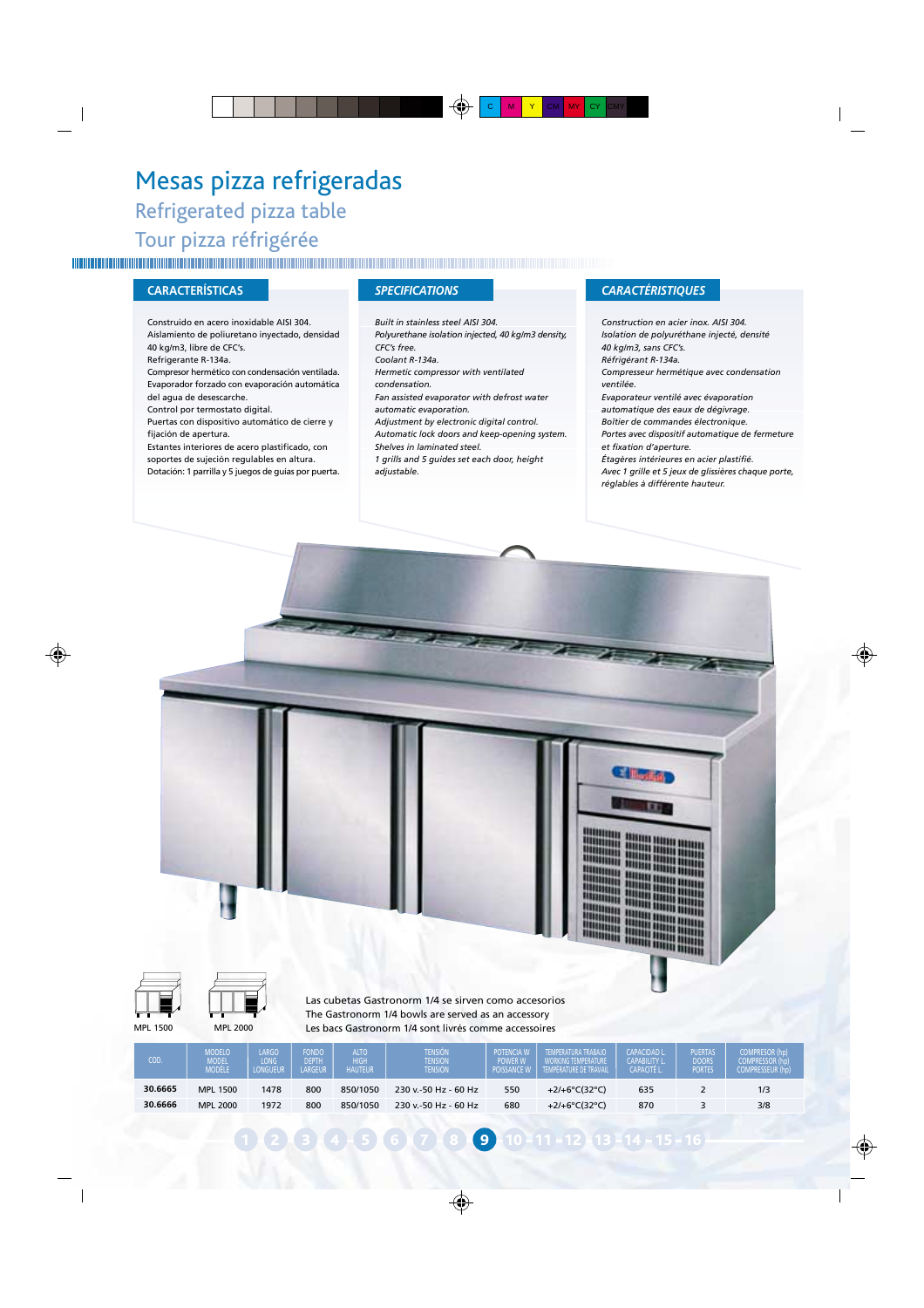# Mesas pizza refrigeradas

## Refrigerated pizza table

## Tour pizza réfrigérée

### CARACTERÍSTICAS

Construido en acero inoxidable AISI 304.
Aislamiento de poliuretano inyectado, densidad 40 kg/m3, libre de CFC's.
Refrigerante R-134a.
Compresor hermético con condensación ventilada.
Evaporador forzado con evaporación automática del agua de desescarche.
Control por termostato digital.
Puertas con dispositivo automático de cierre y fijación de apertura.
Estantes interiores de acero plastificado, con soportes de sujeción regulables en altura.
Dotación: 1 parrilla y 5 juegos de guias por puerta.

### *SPECIFICATIONS*

*Built in stainless steel AISI 304.*
*Polyurethane isolation injected, 40 kg/m3 density, CFC's free.*
*Coolant R-134a.*
*Hermetic compressor with ventilated condensation.*
*Fan assisted evaporator with defrost water automatic evaporation.*
*Adjustment by electronic digital control.*
*Automatic lock doors and keep-opening system.*
*Shelves in laminated steel.*
*1 grills and 5 guides set each door, height adjustable.*

### *CARACTÉRISTIQUES*

*Construction en acier inox. AISI 304.*
*Isolation de polyuréthane injecté, densité 40 kg/m3, sans CFC's.*
*Réfrigérant R-134a.*
*Compresseur hermétique avec condensation ventilée.*
*Evaporateur ventilé avec évaporation automatique des eaux de dégivrage.*
*Boîtier de commandes électronique.*
*Portes avec dispositif automatique de fermeture et fixation d'aperture.*
*Étagères intérieures en acier plastifié.*
*Avec 1 grille et 5 jeux de glissières chaque porte, réglables à différente hauteur.*

MPL 1500 MPL 2000

Las cubetas Gastronorm 1/4 se sirven como accesorios
The Gastronorm 1/4 bowls are served as an accessory
Les bacs Gastronorm 1/4 sont livrés comme accessoires

| COD. | MODELO MODEL MODÈLE | LARGO LONG LONGUEUR | FONDO DEPTH LARGEUR | ALTO HIGH HAUTEUR | TENSIÓN TENSION TENSION | POTENCIA W POWER W PUISSANCE W | TEMPERATURA TRABAJO WORKING TEMPERATURE TEMPÉRATURE DE TRAVAIL | CAPACIDAD L. CAPABILITY L. CAPACITÉ L. | PUERTAS DOORS PORTES | COMPRESOR (hp) COMPRESSOR (hp) COMPRESSEUR (hp) |
|---|---|---|---|---|---|---|---|---|---|---|
| **30.6665** | MPL 1500 | 1478 | 800 | 850/1050 | 230 v.-50 Hz - 60 Hz | 550 | +2/+6°C(32°C) | 635 | 2 | 1/3 |
| **30.6666** | MPL 2000 | 1972 | 800 | 850/1050 | 230 v.-50 Hz - 60 Hz | 680 | +2/+6°C(32°C) | 870 | 3 | 3/8 |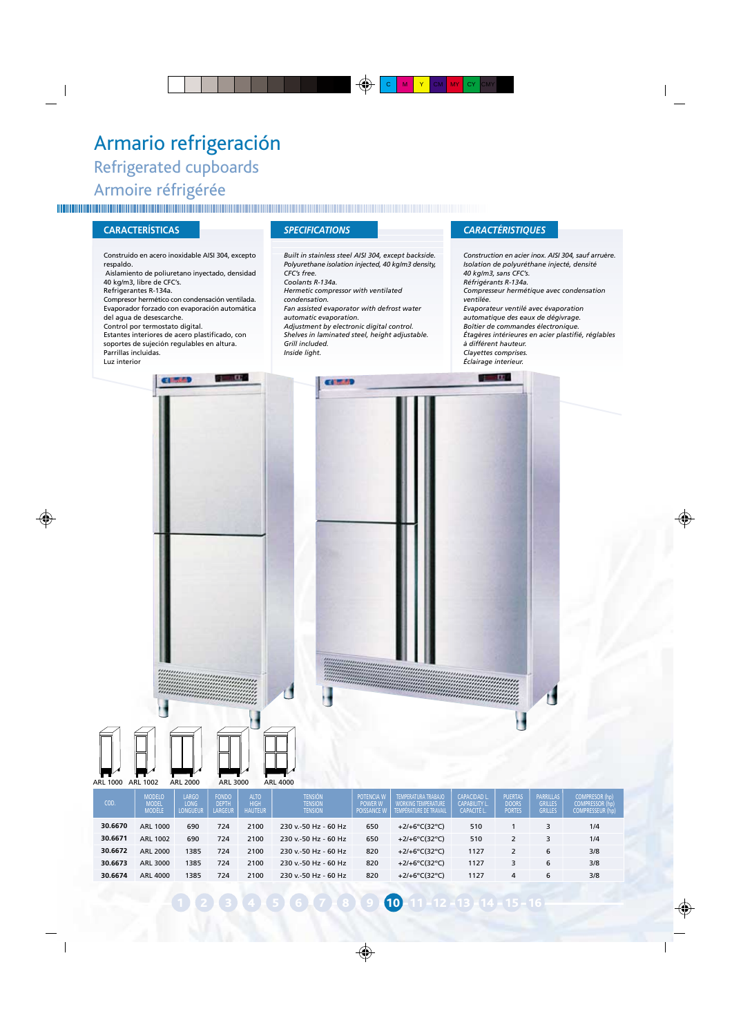# Armario refrigeración

## Refrigerated cupboards

## Armoire réfrigérée

### CARACTERÍSTICAS

Construido en acero inoxidable AISI 304, excepto respaldo.
Aislamiento de poliuretano inyectado, densidad 40 kg/m3, libre de CFC's.
Refrigerantes R-134a.
Compresor hermético con condensación ventilada.
Evaporador forzado con evaporación automática del agua de desescarche.
Control por termostato digital.
Estantes interiores de acero plastificado, con soportes de sujeción regulables en altura.
Parrillas incluidas.
Luz interior

### SPECIFICATIONS

*Built in stainless steel AISI 304, except backside.*
*Polyurethane isolation injected, 40 kg/m3 density, CFC's free.*
*Coolants R-134a.*
*Hermetic compressor with ventilated condensation.*
*Fan assisted evaporator with defrost water automatic evaporation.*
*Adjustment by electronic digital control.*
*Shelves in laminated steel, height adjustable.*
*Grill included.*
*Inside light.*

### CARACTÉRISTIQUES

*Construction en acier inox. AISI 304, sauf arruère.*
*Isolation de polyuréthane injecté, densité 40 kg/m3, sans CFC's.*
*Réfrigérants R-134a.*
*Compresseur hermétique avec condensation ventilée.*
*Evaporateur ventilé avec évaporation automatique des eaux de dégivrage.*
*Boîtier de commandes électronique.*
*Étagères intérieures en acier plastifié, réglables à différent hauteur.*
*Clayettes comprises.*
*Éclairage interieur.*

ARL 1000 · ARL 1002 · ARL 2000 · ARL 3000 · ARL 4000

| COD. | MODELO MODEL MODÈLE | LARGO LONG LONGUEUR | FONDO DEPTH LARGEUR | ALTO HIGH HAUTEUR | TENSIÓN TENSION TENSION | POTENCIA W POWER W POISSANCE W | TEMPERATURA TRABAJO WORKING TEMPERATURE TEMPERATURE DE TRAVAIL | CAPACIDAD L. CAPABILITY L. CAPACITÉ L. | PUERTAS DOORS PORTES | PARRILLAS GRILLES GRILLES | COMPRESOR (hp) COMPRESSOR (hp) COMPRESSEUR (hp) |
|---|---|---|---|---|---|---|---|---|---|---|---|
| **30.6670** | ARL 1000 | 690 | 724 | 2100 | 230 v.-50 Hz - 60 Hz | 650 | +2/+6°C(32°C) | 510 | 1 | 3 | 1/4 |
| **30.6671** | ARL 1002 | 690 | 724 | 2100 | 230 v.-50 Hz - 60 Hz | 650 | +2/+6°C(32°C) | 510 | 2 | 3 | 1/4 |
| **30.6672** | ARL 2000 | 1385 | 724 | 2100 | 230 v.-50 Hz - 60 Hz | 820 | +2/+6°C(32°C) | 1127 | 2 | 6 | 3/8 |
| **30.6673** | ARL 3000 | 1385 | 724 | 2100 | 230 v.-50 Hz - 60 Hz | 820 | +2/+6°C(32°C) | 1127 | 3 | 6 | 3/8 |
| **30.6674** | ARL 4000 | 1385 | 724 | 2100 | 230 v.-50 Hz - 60 Hz | 820 | +2/+6°C(32°C) | 1127 | 4 | 6 | 3/8 |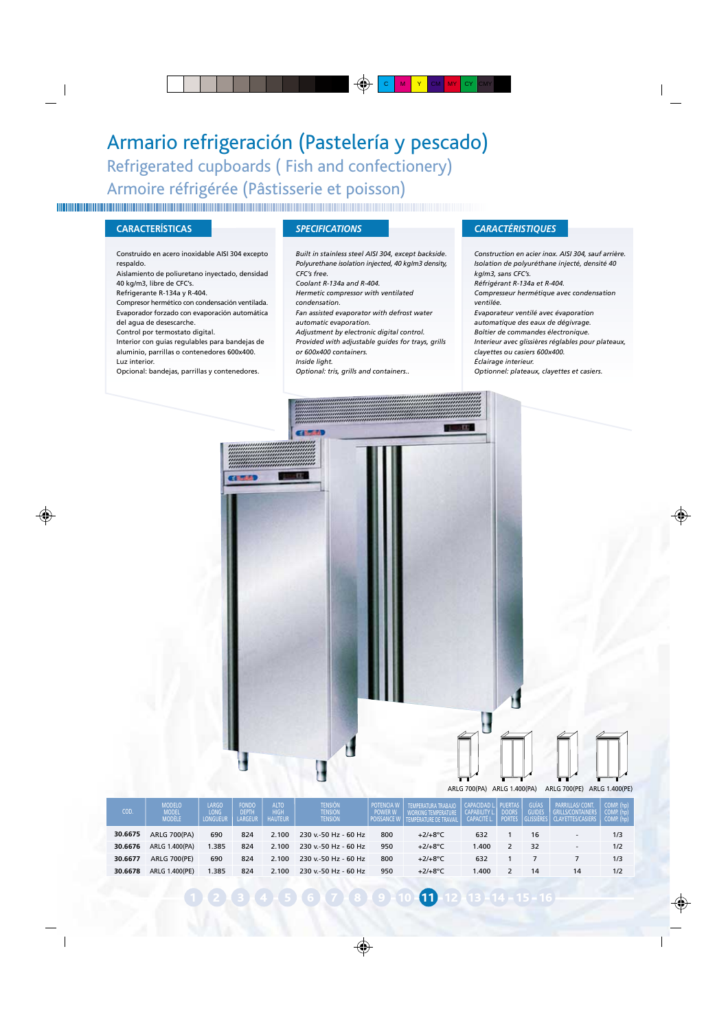# Armario refrigeración (Pastelería y pescado)

## Refrigerated cupboards ( Fish and confectionery)

## Armoire réfrigérée (Pâstisserie et poisson)

### CARACTERÍSTICAS

Construido en acero inoxidable AISI 304 excepto respaldo.
Aislamiento de poliuretano inyectado, densidad 40 kg/m3, libre de CFC's.
Refrigerante R-134a y R-404.
Compresor hermético con condensación ventilada.
Evaporador forzado con evaporación automática del agua de desescarche.
Control por termostato digital.
Interior con guías regulables para bandejas de aluminio, parrillas o contenedores 600x400.
Luz interior.
Opcional: bandejas, parrillas y contenedores.

### *SPECIFICATIONS*

*Built in stainless steel AISI 304, except backside.*
*Polyurethane isolation injected, 40 kg/m3 density, CFC's free.*
*Coolant R-134a and R-404.*
*Hermetic compressor with ventilated condensation.*
*Fan assisted evaporator with defrost water automatic evaporation.*
*Adjustment by electronic digital control.*
*Provided with adjustable guides for trays, grills or 600x400 containers.*
*Inside light.*
*Optional: tris, grills and containers..*

### *CARACTÉRISTIQUES*

*Construction en acier inox. AISI 304, sauf arrière.*
*Isolation de polyuréthane injecté, densité 40 kg/m3, sans CFC's.*
*Réfrigérant R-134a et R-404.*
*Compresseur hermétique avec condensation ventilée.*
*Evaporateur ventilé avec évaporation automatique des eaux de dégivrage.*
*Boîtier de commandes électronique.*
*Interieur avec glissières réglables pour plateaux, clayettes ou casiers 600x400.*
*Éclairage interieur.*
*Optionnel: plateaux, clayettes et casiers.*

ARLG 700(PA) ARLG 1.400(PA) ARLG 700(PE) ARLG 1.400(PE)

| COD. | MODELO MODEL MODÈLE | LARGO LONG LONGUEUR | FONDO DEPTH LARGEUR | ALTO HIGH HAUTEUR | TENSIÓN TENSION TENSION | POTENCIA W POWER W PUISSANCE W | TEMPERATURA TRABAJO WORKING TEMPERATURE TEMPÉRATURE DE TRAVAIL | CAPACIDAD L. CAPABILITY L. CAPACITÉ L. | PUERTAS DOORS PORTES | GUÍAS GUIDES GLISSIÈRES | PARRILLAS/ CONT. GRILLS/CONTAINERS CLAYETTES/CASIERS | COMP. (hp) COMP. (hp) COMP. (hp) |
|---|---|---|---|---|---|---|---|---|---|---|---|---|
| **30.6675** | ARLG 700(PA) | 690 | 824 | 2.100 | 230 v.-50 Hz - 60 Hz | 800 | +2/+8°C | 632 | 1 | 16 | - | 1/3 |
| **30.6676** | ARLG 1.400(PA) | 1.385 | 824 | 2.100 | 230 v.-50 Hz - 60 Hz | 950 | +2/+8°C | 1.400 | 2 | 32 | - | 1/2 |
| **30.6677** | ARLG 700(PE) | 690 | 824 | 2.100 | 230 v.-50 Hz - 60 Hz | 800 | +2/+8°C | 632 | 1 | 7 | 7 | 1/3 |
| **30.6678** | ARLG 1.400(PE) | 1.385 | 824 | 2.100 | 230 v.-50 Hz - 60 Hz | 950 | +2/+8°C | 1.400 | 2 | 14 | 14 | 1/2 |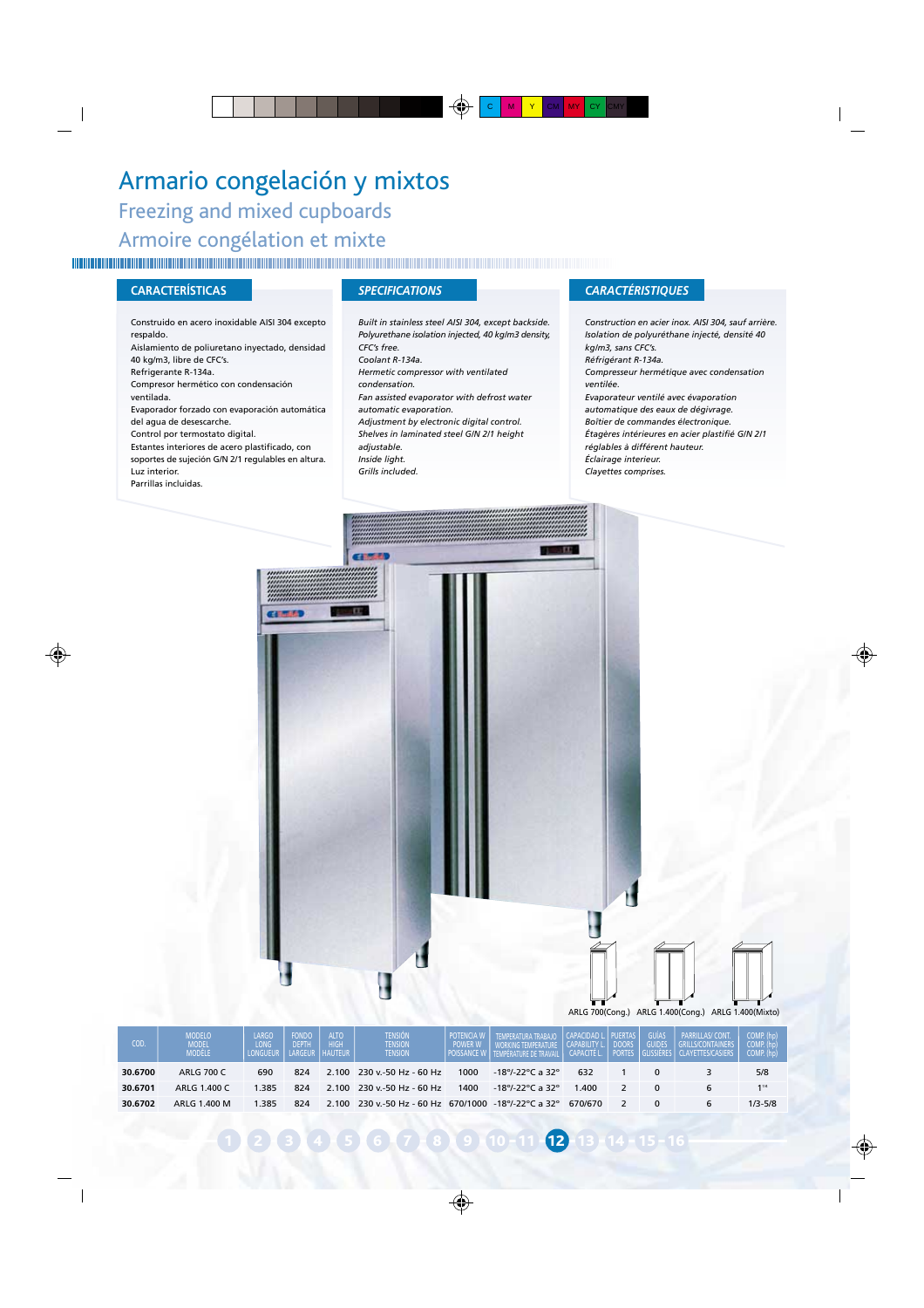# Armario congelación y mixtos

## Freezing and mixed cupboards

## Armoire congélation et mixte

### CARACTERÍSTICAS

Construido en acero inoxidable AISI 304 excepto respaldo.
Aislamiento de poliuretano inyectado, densidad 40 kg/m3, libre de CFC's.
Refrigerante R-134a.
Compresor hermético con condensación ventilada.
Evaporador forzado con evaporación automática del agua de desescarche.
Control por termostato digital.
Estantes interiores de acero plastificado, con soportes de sujeción G/N 2/1 regulables en altura.
Luz interior.
Parrillas incluidas.

### SPECIFICATIONS

*Built in stainless steel AISI 304, except backside.*
*Polyurethane isolation injected, 40 kg/m3 density, CFC's free.*
*Coolant R-134a.*
*Hermetic compressor with ventilated condensation.*
*Fan assisted evaporator with defrost water automatic evaporation.*
*Adjustment by electronic digital control.*
*Shelves in laminated steel GIN 2/1 height adjustable.*
*Inside light.*
*Grills included.*

### CARACTÉRISTIQUES

*Construction en acier inox. AISI 304, sauf arrière.*
*Isolation de polyuréthane injecté, densité 40 kg/m3, sans CFC's.*
*Réfrigérant R-134a.*
*Compresseur hermétique avec condensation ventilée.*
*Evaporateur ventilé avec évaporation automatique des eaux de dégivrage.*
*Boîtier de commandes électronique.*
*Étagères intérieures en acier plastifié G/N 2/1 réglables à différent hauteur.*
*Éclairage interieur.*
*Clayettes comprises.*

ARLG 700(Cong.) ARLG 1.400(Cong.) ARLG 1.400(Mixto)

| COD. | MODELO MODEL MODÈLE | LARGO LONG LONGUEUR | FONDO DEPTH LARGEUR | ALTO HIGH HAUTEUR | TENSIÓN TENSION TENSION | POTENCIA W POWER W PUISSANCE W | TEMPERATURA TRABAJO WORKING TEMPERATURE TEMPERATURE DE TRAVAIL | CAPACIDAD L CAPABILITY L CAPACITÉ L | PUERTAS DOORS PORTES | GUÍAS GUIDES GLISSIÈRES | PARRILLAS/ CONT. GRILLS/CONTAINERS CLAYETTES/CASIERS | COMP. (hp) COMP. (hp) COMP. (hp) |
|---|---|---|---|---|---|---|---|---|---|---|---|---|
| **30.6700** | ARLG 700 C | 690 | 824 | 2.100 | 230 v.-50 Hz - 60 Hz | 1000 | -18°/-22°C a 32° | 632 | 1 | 0 | 3 | 5/8 |
| **30.6701** | ARLG 1.400 C | 1.385 | 824 | 2.100 | 230 v.-50 Hz - 60 Hz | 1400 | -18°/-22°C a 32° | 1.400 | 2 | 0 | 6 | 1[1/4] |
| **30.6702** | ARLG 1.400 M | 1.385 | 824 | 2.100 | 230 v.-50 Hz - 60 Hz | 670/1000 | -18°/-22°C a 32° | 670/670 | 2 | 0 | 6 | 1/3-5/8 |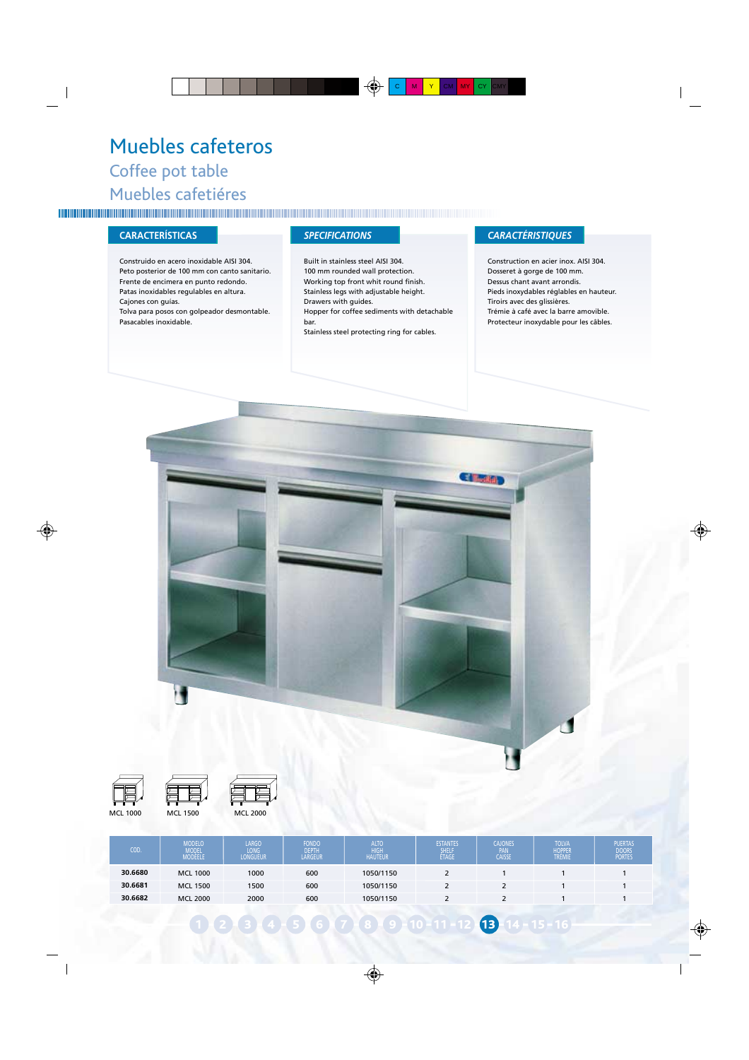# Muebles cafeteros

## Coffee pot table

## Muebles cafetiéres

### CARACTERÍSTICAS

Construido en acero inoxidable AISI 304.
Peto posterior de 100 mm con canto sanitario.
Frente de encimera en punto redondo.
Patas inoxidables regulables en altura.
Cajones con guías.
Tolva para posos con golpeador desmontable.
Pasacables inoxidable.

### SPECIFICATIONS

Built in stainless steel AISI 304.
100 mm rounded wall protection.
Working top front whit round finish.
Stainless legs with adjustable height.
Drawers with guides.
Hopper for coffee sediments with detachable bar.
Stainless steel protecting ring for cables.

### CARACTÉRISTIQUES

Construction en acier inox. AISI 304.
Dosseret à gorge de 100 mm.
Dessus chant avant arrondis.
Pieds inoxydables réglables en hauteur.
Tiroirs avec des glissières.
Trémie à café avec la barre amovible.
Protecteur inoxydable pour les câbles.

MCL 1000 MCL 1500 MCL 2000

| COD. | MODELO MODEL MODÈLE | LARGO LONG LONGUEUR | FONDO DEPTH LARGEUR | ALTO HIGH HAUTEUR | ESTANTES SHELF ÉTAGE | CAJONES PAN CAISSE | TOLVA HOPPER TRÉMIE | PUERTAS DOORS PORTES |
|---|---|---|---|---|---|---|---|---|
| **30.6680** | MCL 1000 | 1000 | 600 | 1050/1150 | 2 | 1 | 1 | 1 |
| **30.6681** | MCL 1500 | 1500 | 600 | 1050/1150 | 2 | 2 | 1 | 1 |
| **30.6682** | MCL 2000 | 2000 | 600 | 1050/1150 | 2 | 2 | 1 | 1 |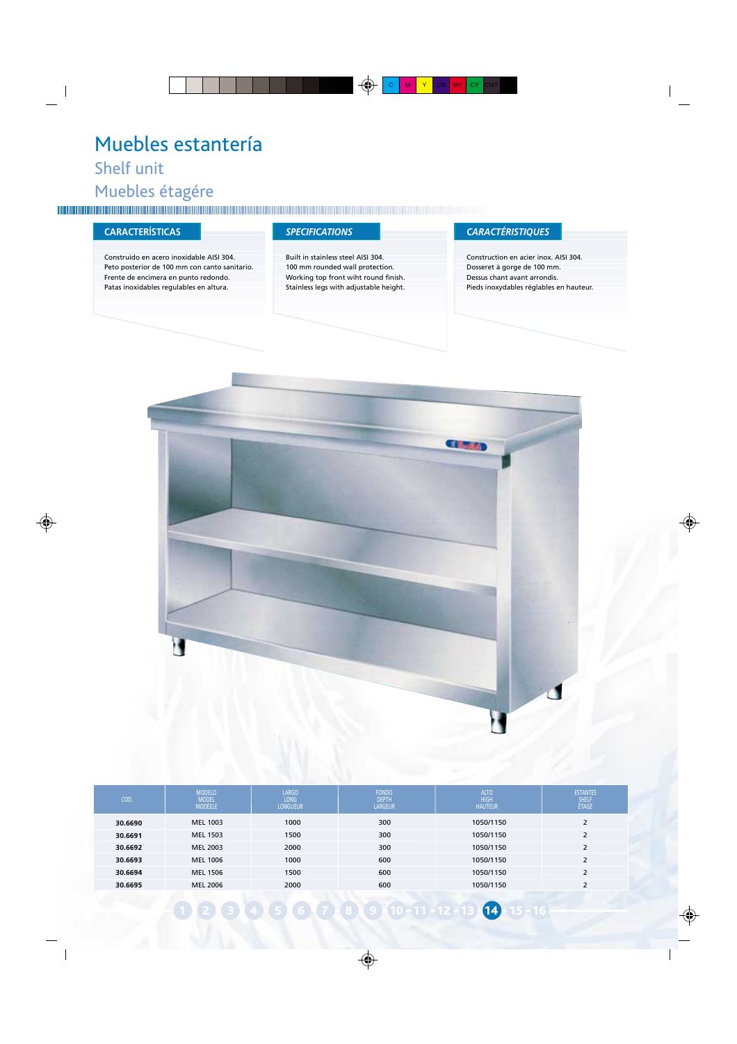# Muebles estantería

## Shelf unit

## Muebles étagére

### CARACTERÍSTICAS

Construido en acero inoxidable AISI 304.
Peto posterior de 100 mm con canto sanitario.
Frente de encimera en punto redondo.
Patas inoxidables regulables en altura.

### SPECIFICATIONS

Built in stainless steel AISI 304.
100 mm rounded wall protection.
Working top front wiht round finish.
Stainless legs with adjustable height.

### CARACTÉRISTIQUES

Construction en acier inox. AISI 304.
Dosseret à gorge de 100 mm.
Dessus chant avant arrondis.
Pieds inoxydables réglables en hauteur.

| COD. | MODELO MODEL MODEELE | LARGO LONG LONGUEUR | FONDO DEPTH LARGEUR | ALTO HIGH HAUTEUR | ESTANTES SHELF ÉTAGE |
|---|---|---|---|---|---|
| **30.6690** | MEL 1003 | 1000 | 300 | 1050/1150 | 2 |
| **30.6691** | MEL 1503 | 1500 | 300 | 1050/1150 | 2 |
| **30.6692** | MEL 2003 | 2000 | 300 | 1050/1150 | 2 |
| **30.6693** | MEL 1006 | 1000 | 600 | 1050/1150 | 2 |
| **30.6694** | MEL 1506 | 1500 | 600 | 1050/1150 | 2 |
| **30.6695** | MEL 2006 | 2000 | 600 | 1050/1150 | 2 |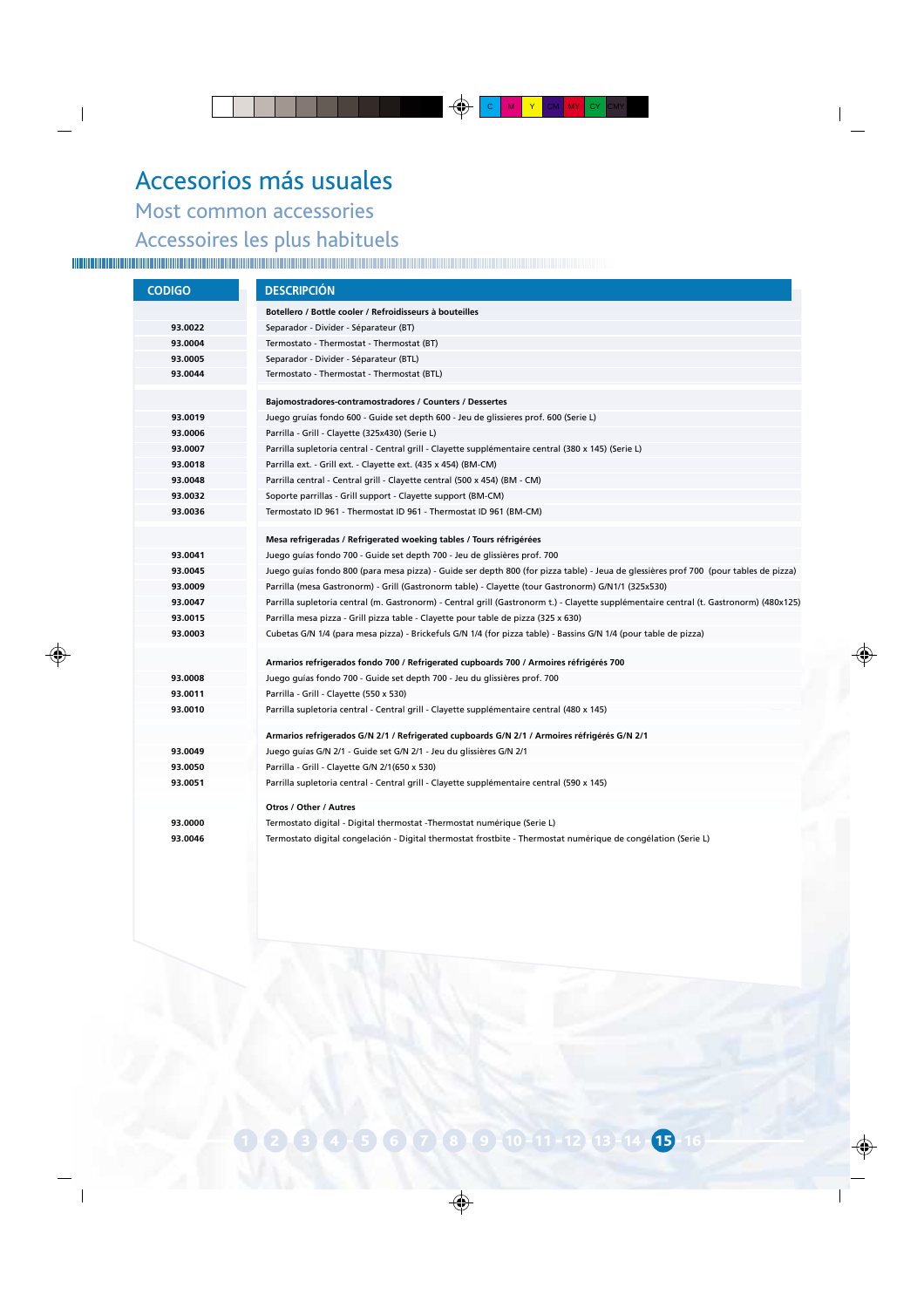# Accesorios más usuales

## Most common accessories

## Accessoires les plus habituels

| CODIGO | DESCRIPCIÓN |
|---|---|
| | **Botellero / Bottle cooler / Refroidisseurs à bouteilles** |
| 93.0022 | Separador - Divider - Séparateur (BT) |
| 93.0004 | Termostato - Thermostat - Thermostat (BT) |
| 93.0005 | Separador - Divider - Séparateur (BTL) |
| 93.0044 | Termostato - Thermostat - Thermostat (BTL) |
| | **Bajomostradores-contramostradores / Counters / Dessertes** |
| 93.0019 | Juego gruias fondo 600 - Guide set depth 600 - Jeu de glissieres prof. 600 (Serie L) |
| 93.0006 | Parrilla - Grill - Clayette (325x430) (Serie L) |
| 93.0007 | Parrilla supletoria central - Central grill - Clayette supplémentaire central (380 x 145) (Serie L) |
| 93.0018 | Parrilla ext. - Grill ext. - Clayette ext. (435 x 454) (BM-CM) |
| 93.0048 | Parrilla central - Central grill - Clayette central (500 x 454) (BM - CM) |
| 93.0032 | Soporte parrillas - Grill support - Clayette support (BM-CM) |
| 93.0036 | Termostato ID 961 - Thermostat ID 961 - Thermostat ID 961 (BM-CM) |
| | **Mesa refrigeradas / Refrigerated woeking tables / Tours réfrigérées** |
| 93.0041 | Juego guías fondo 700 - Guide set depth 700 - Jeu de glissières prof. 700 |
| 93.0045 | Juego guías fondo 800 (para mesa pizza) - Guide ser depth 800 (for pizza table) - Jeua de glessières prof 700 (pour tables de pizza) |
| 93.0009 | Parrilla (mesa Gastronorm) - Grill (Gastronorm table) - Clayette (tour Gastronorm) G/N1/1 (325x530) |
| 93.0047 | Parrilla supletoria central (m. Gastronorm) - Central grill (Gastronorm t.) - Clayette supplémentaire central (t. Gastronorm) (480x125) |
| 93.0015 | Parrilla mesa pizza - Grill pizza table - Clayette pour table de pizza (325 x 630) |
| 93.0003 | Cubetas G/N 1/4 (para mesa pizza) - Brickefuls G/N 1/4 (for pizza table) - Bassins G/N 1/4 (pour table de pizza) |
| | **Armarios refrigerados fondo 700 / Refrigerated cupboards 700 / Armoires réfrigérés 700** |
| 93.0008 | Juego guías fondo 700 - Guide set depth 700 - Jeu du glissières prof. 700 |
| 93.0011 | Parrilla - Grill - Clayette (550 x 530) |
| 93.0010 | Parrilla supletoria central - Central grill - Clayette supplémentaire central (480 x 145) |
| | **Armarios refrigerados G/N 2/1 / Refrigerated cupboards G/N 2/1 / Armoires réfrigérés G/N 2/1** |
| 93.0049 | Juego guías G/N 2/1 - Guide set G/N 2/1 - Jeu du glissières G/N 2/1 |
| 93.0050 | Parrilla - Grill - Clayette G/N 2/1(650 x 530) |
| 93.0051 | Parrilla supletoria central - Central grill - Clayette supplémentaire central (590 x 145) |
| | **Otros / Other / Autres** |
| 93.0000 | Termostato digital - Digital thermostat -Thermostat numérique (Serie L) |
| 93.0046 | Termostato digital congelación - Digital thermostat frostbite - Thermostat numérique de congélation (Serie L) |